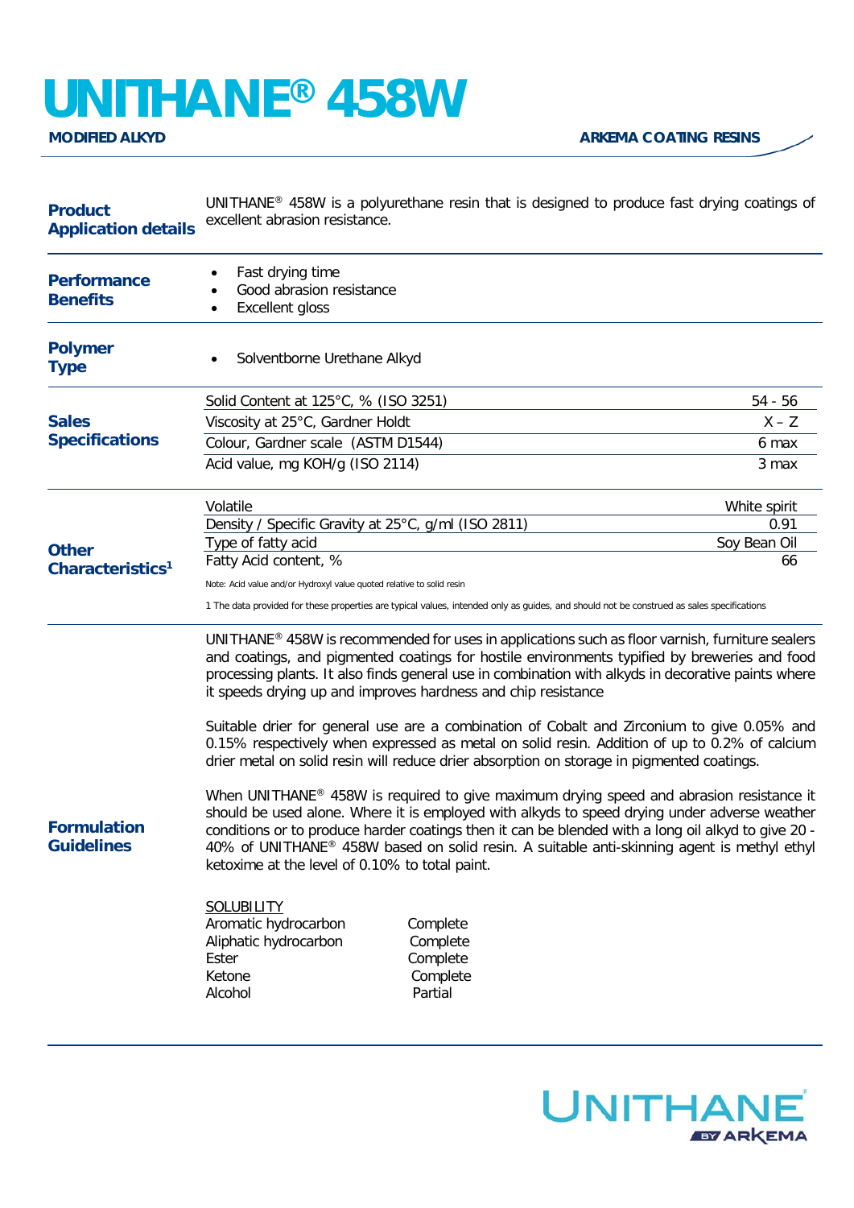# UNITHANE® 458W

**MODIFIED ALKYD**

**ARKEMA COATING RESINS**

**Product Application details**

UNITHANE® 458W is a polyurethane resin that is designed to produce fast drying coatings of excellent abrasion resistance.

**Performance Benefits**

- Fast drying time
- Good abrasion resistance
- Excellent gloss

**Polymer Type**

- Solventborne Urethane Alkyd

**Sales Specifications**

| | |
|---|---|
| Solid Content at 125°C, % (ISO 3251) | 54 - 56 |
| Viscosity at 25°C, Gardner Holdt | X – Z |
| Colour, Gardner scale (ASTM D1544) | 6 max |
| Acid value, mg KOH/g (ISO 2114) | 3 max |

**Other Characteristics[1]**

| | |
|---|---|
| Volatile | White spirit |
| Density / Specific Gravity at 25°C, g/ml (ISO 2811) | 0.91 |
| Type of fatty acid | Soy Bean Oil |
| Fatty Acid content, % | 66 |

Note: Acid value and/or Hydroxyl value quoted relative to solid resin

1 The data provided for these properties are typical values, intended only as guides, and should not be construed as sales specifications

**Formulation Guidelines**

UNITHANE® 458W is recommended for uses in applications such as floor varnish, furniture sealers and coatings, and pigmented coatings for hostile environments typified by breweries and food processing plants. It also finds general use in combination with alkyds in decorative paints where it speeds drying up and improves hardness and chip resistance

Suitable drier for general use are a combination of Cobalt and Zirconium to give 0.05% and 0.15% respectively when expressed as metal on solid resin. Addition of up to 0.2% of calcium drier metal on solid resin will reduce drier absorption on storage in pigmented coatings.

When UNITHANE® 458W is required to give maximum drying speed and abrasion resistance it should be used alone. Where it is employed with alkyds to speed drying under adverse weather conditions or to produce harder coatings then it can be blended with a long oil alkyd to give 20 - 40% of UNITHANE® 458W based on solid resin. A suitable anti-skinning agent is methyl ethyl ketoxime at the level of 0.10% to total paint.

SOLUBILITY

| | |
|---|---|
| Aromatic hydrocarbon | Complete |
| Aliphatic hydrocarbon | Complete |
| Ester | Complete |
| Ketone | Complete |
| Alcohol | Partial |

UNITHANE BY ARKEMA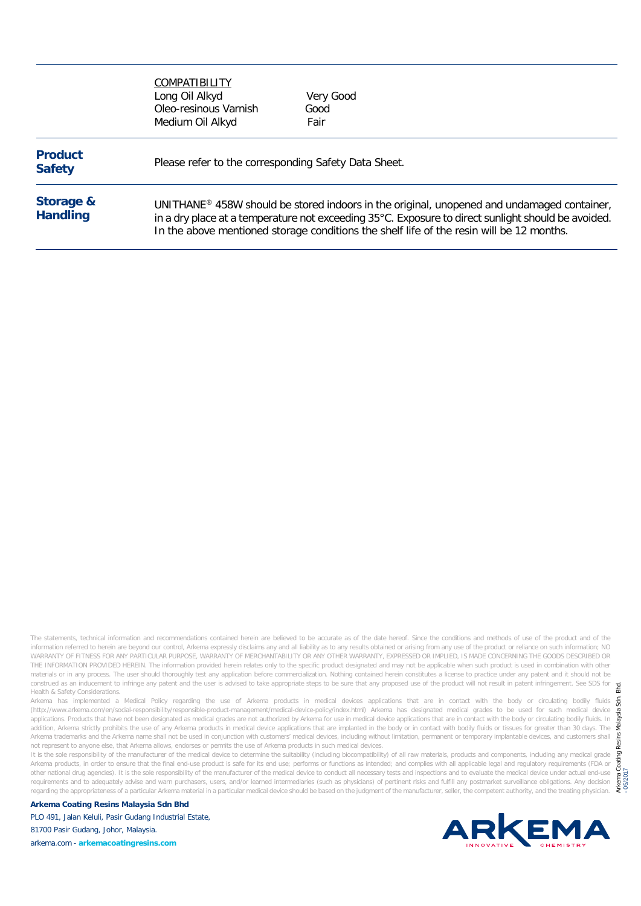COMPATIBILITY

| | |
|---|---|
| Long Oil Alkyd | Very Good |
| Oleo-resinous Varnish | Good |
| Medium Oil Alkyd | Fair |

## Product Safety

Please refer to the corresponding Safety Data Sheet.

## Storage & Handling

UNITHANE® 458W should be stored indoors in the original, unopened and undamaged container, in a dry place at a temperature not exceeding 35°C. Exposure to direct sunlight should be avoided. In the above mentioned storage conditions the shelf life of the resin will be 12 months.

The statements, technical information and recommendations contained herein are believed to be accurate as of the date hereof. Since the conditions and methods of use of the product and of the information referred to herein are beyond our control, Arkema expressly disclaims any and all liability as to any results obtained or arising from any use of the product or reliance on such information; NO WARRANTY OF FITNESS FOR ANY PARTICULAR PURPOSE, WARRANTY OF MERCHANTABILITY OR ANY OTHER WARRANTY, EXPRESSED OR IMPLIED, IS MADE CONCERNING THE GOODS DESCRIBED OR THE INFORMATION PROVIDED HEREIN. The information provided herein relates only to the specific product designated and may not be applicable when such product is used in combination with other materials or in any process. The user should thoroughly test any application before commercialization. Nothing contained herein constitutes a license to practice under any patent and it should not be construed as an inducement to infringe any patent and the user is advised to take appropriate steps to be sure that any proposed use of the product will not result in patent infringement. See SDS for Health & Safety Considerations.

Arkema has implemented a Medical Policy regarding the use of Arkema products in medical devices applications that are in contact with the body or circulating bodily fluids (http://www.arkema.com/en/social-responsibility/responsible-product-management/medical-device-policy/index.html) Arkema has designated medical grades to be used for such medical device applications. Products that have not been designated as medical grades are not authorized by Arkema for use in medical device applications that are in contact with the body or circulating bodily fluids. In addition, Arkema strictly prohibits the use of any Arkema products in medical device applications that are implanted in the body or in contact with bodily fluids or tissues for greater than 30 days. The Arkema trademarks and the Arkema name shall not be used in conjunction with customers' medical devices, including without limitation, permanent or temporary implantable devices, and customers shall not represent to anyone else, that Arkema allows, endorses or permits the use of Arkema products in such medical devices.

It is the sole responsibility of the manufacturer of the medical device to determine the suitability (including biocompatibility) of all raw materials, products and components, including any medical grade Arkema products, in order to ensure that the final end-use product is safe for its end use; performs or functions as intended; and complies with all applicable legal and regulatory requirements (FDA or other national drug agencies). It is the sole responsibility of the manufacturer of the medical device to conduct all necessary tests and inspections and to evaluate the medical device under actual end-use requirements and to adequately advise and warn purchasers, users, and/or learned intermediaries (such as physicians) of pertinent risks and fulfill any postmarket surveillance obligations. Any decision regarding the appropriateness of a particular Arkema material in a particular medical device should be based on the judgment of the manufacturer, seller, the competent authority, and the treating physician.

Arkema Coating Resins Malaysia Sdn. Bhd. - 05/2017

**Arkema Coating Resins Malaysia Sdn Bhd**

PLO 491, Jalan Keluli, Pasir Gudang Industrial Estate,

81700 Pasir Gudang, Johor, Malaysia.

arkema.com - **arkemacoatingresins.com**

ARKEMA INNOVATIVE CHEMISTRY